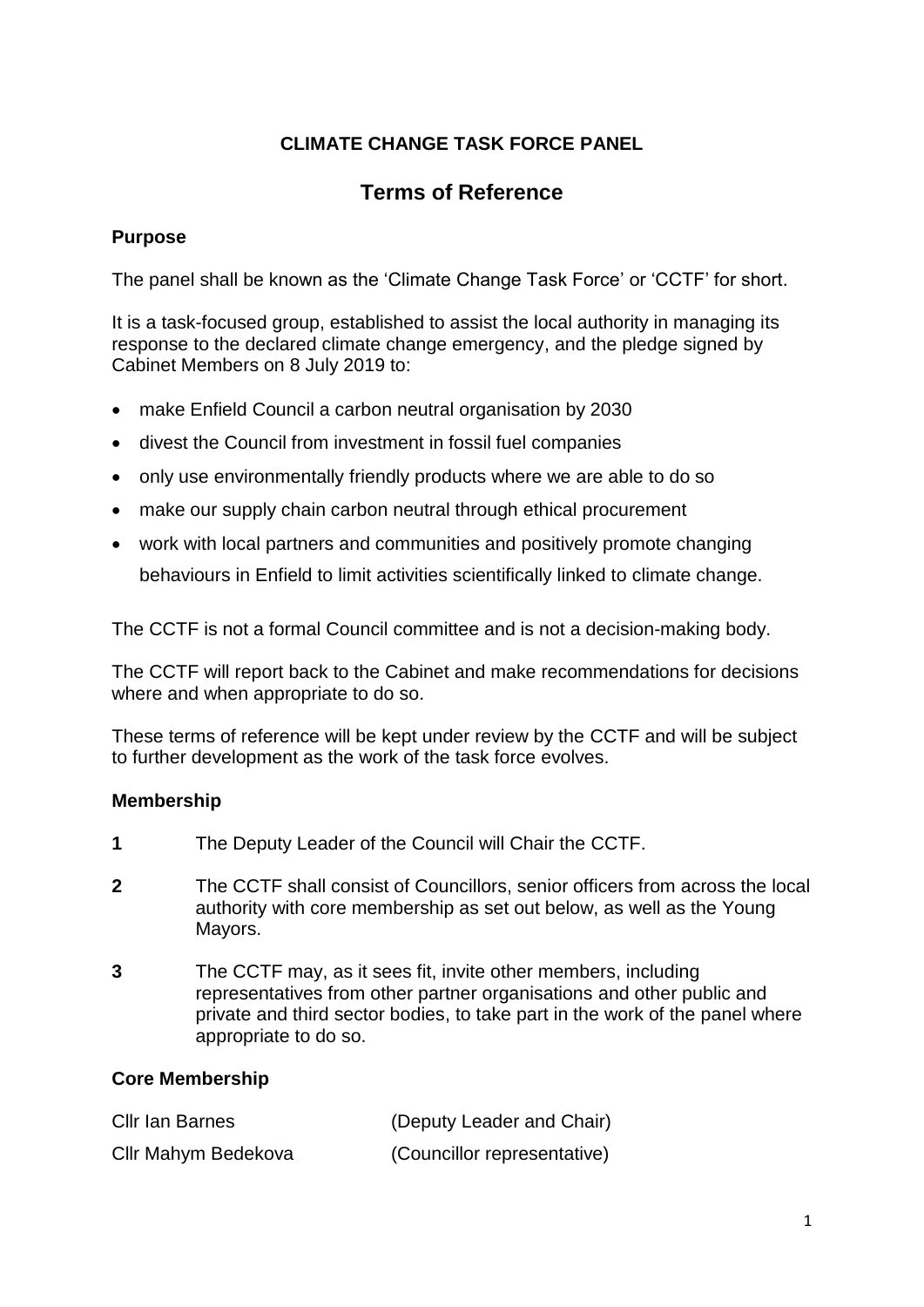# CLIMATE CHANGE TASK FORCE PANEL

## Terms of Reference

### Purpose

The panel shall be known as the 'Climate Change Task Force' or 'CCTF' for short.

It is a task-focused group, established to assist the local authority in managing its response to the declared climate change emergency, and the pledge signed by Cabinet Members on 8 July 2019 to:

- make Enfield Council a carbon neutral organisation by 2030
- divest the Council from investment in fossil fuel companies
- only use environmentally friendly products where we are able to do so
- make our supply chain carbon neutral through ethical procurement
- work with local partners and communities and positively promote changing behaviours in Enfield to limit activities scientifically linked to climate change.

The CCTF is not a formal Council committee and is not a decision-making body.

The CCTF will report back to the Cabinet and make recommendations for decisions where and when appropriate to do so.

These terms of reference will be kept under review by the CCTF and will be subject to further development as the work of the task force evolves.

### Membership

**1** The Deputy Leader of the Council will Chair the CCTF.

**2** The CCTF shall consist of Councillors, senior officers from across the local authority with core membership as set out below, as well as the Young Mayors.

**3** The CCTF may, as it sees fit, invite other members, including representatives from other partner organisations and other public and private and third sector bodies, to take part in the work of the panel where appropriate to do so.

### Core Membership

| | |
|---|---|
| Cllr Ian Barnes | (Deputy Leader and Chair) |
| Cllr Mahym Bedekova | (Councillor representative) |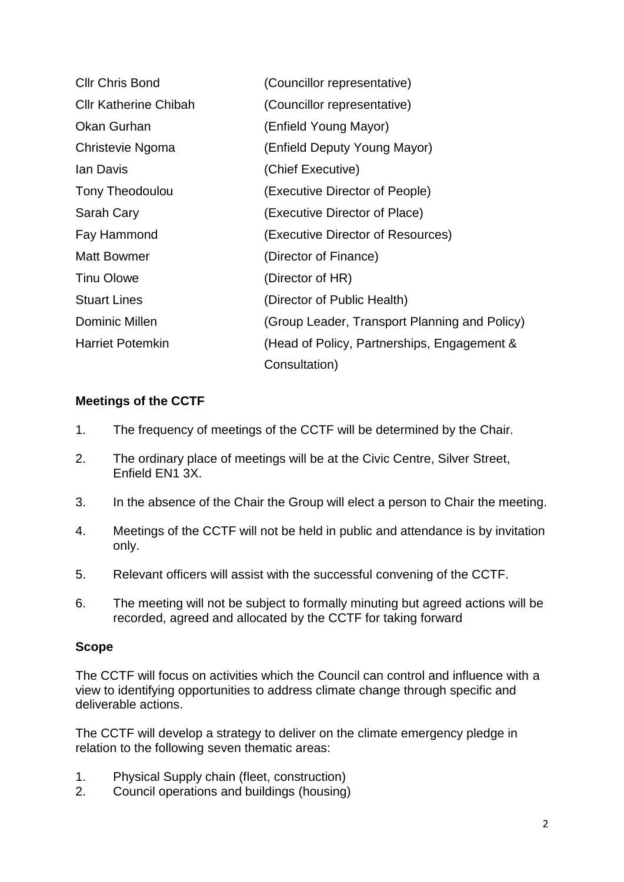| | |
|---|---|
| Cllr Chris Bond | (Councillor representative) |
| Cllr Katherine Chibah | (Councillor representative) |
| Okan Gurhan | (Enfield Young Mayor) |
| Christevie Ngoma | (Enfield Deputy Young Mayor) |
| Ian Davis | (Chief Executive) |
| Tony Theodoulou | (Executive Director of People) |
| Sarah Cary | (Executive Director of Place) |
| Fay Hammond | (Executive Director of Resources) |
| Matt Bowmer | (Director of Finance) |
| Tinu Olowe | (Director of HR) |
| Stuart Lines | (Director of Public Health) |
| Dominic Millen | (Group Leader, Transport Planning and Policy) |
| Harriet Potemkin | (Head of Policy, Partnerships, Engagement & Consultation) |

**Meetings of the CCTF**

1. The frequency of meetings of the CCTF will be determined by the Chair.
2. The ordinary place of meetings will be at the Civic Centre, Silver Street, Enfield EN1 3X.
3. In the absence of the Chair the Group will elect a person to Chair the meeting.
4. Meetings of the CCTF will not be held in public and attendance is by invitation only.
5. Relevant officers will assist with the successful convening of the CCTF.
6. The meeting will not be subject to formally minuting but agreed actions will be recorded, agreed and allocated by the CCTF for taking forward

**Scope**

The CCTF will focus on activities which the Council can control and influence with a view to identifying opportunities to address climate change through specific and deliverable actions.

The CCTF will develop a strategy to deliver on the climate emergency pledge in relation to the following seven thematic areas:

1. Physical Supply chain (fleet, construction)
2. Council operations and buildings (housing)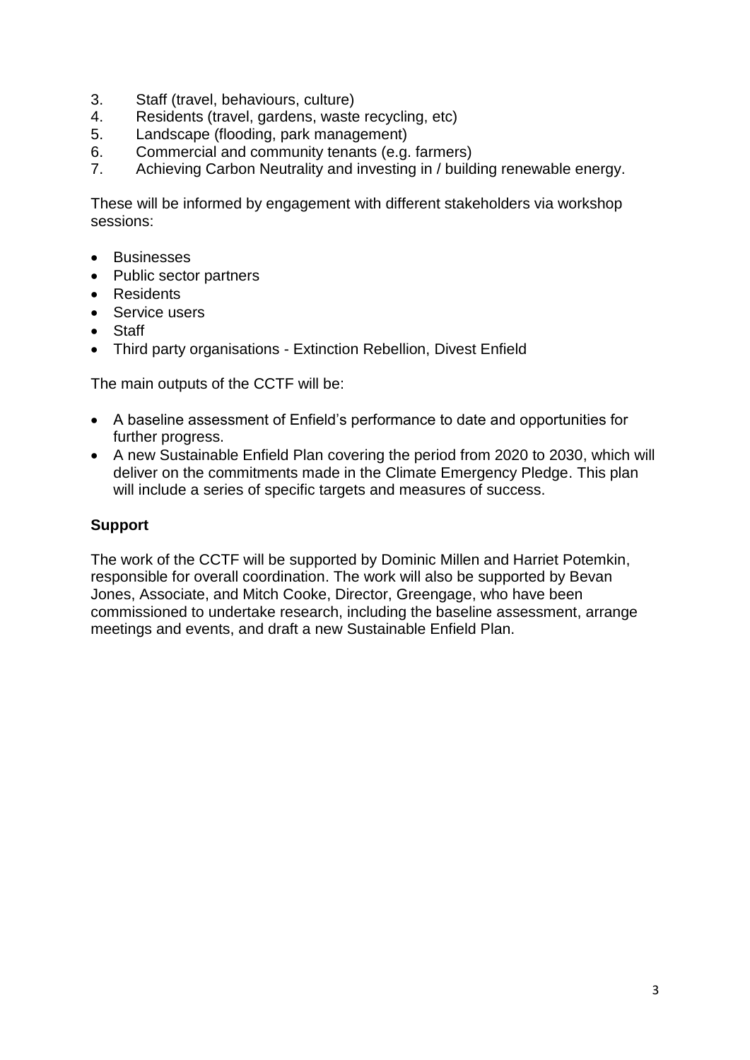3. Staff (travel, behaviours, culture)
4. Residents (travel, gardens, waste recycling, etc)
5. Landscape (flooding, park management)
6. Commercial and community tenants (e.g. farmers)
7. Achieving Carbon Neutrality and investing in / building renewable energy.

These will be informed by engagement with different stakeholders via workshop sessions:

- Businesses
- Public sector partners
- Residents
- Service users
- Staff
- Third party organisations - Extinction Rebellion, Divest Enfield

The main outputs of the CCTF will be:

- A baseline assessment of Enfield's performance to date and opportunities for further progress.
- A new Sustainable Enfield Plan covering the period from 2020 to 2030, which will deliver on the commitments made in the Climate Emergency Pledge. This plan will include a series of specific targets and measures of success.

## Support

The work of the CCTF will be supported by Dominic Millen and Harriet Potemkin, responsible for overall coordination. The work will also be supported by Bevan Jones, Associate, and Mitch Cooke, Director, Greengage, who have been commissioned to undertake research, including the baseline assessment, arrange meetings and events, and draft a new Sustainable Enfield Plan.